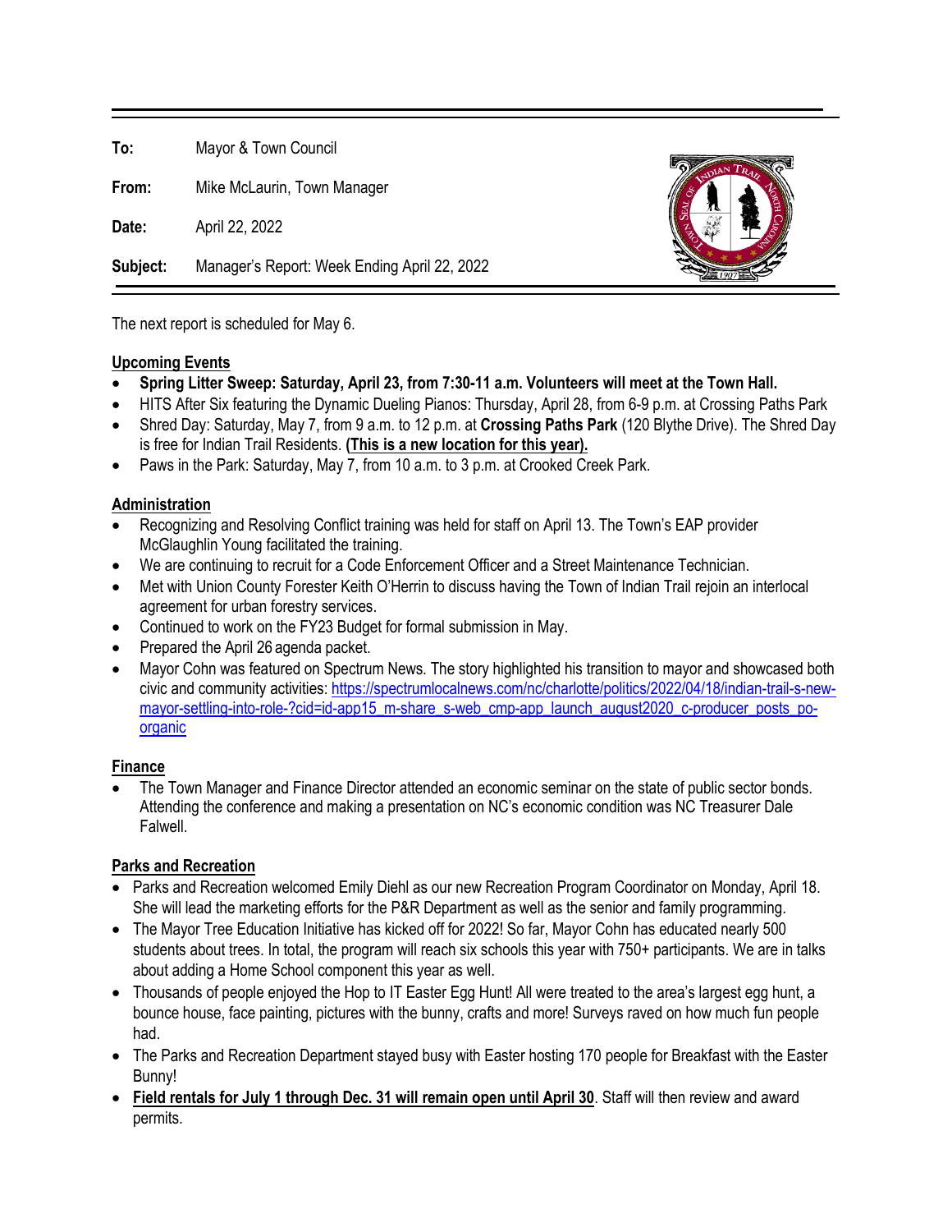**To:** Mayor & Town Council

**From:** Mike McLaurin, Town Manager

**Date:** April 22, 2022

**Subject:** Manager's Report: Week Ending April 22, 2022

The next report is scheduled for May 6.

## Upcoming Events

- **Spring Litter Sweep: Saturday, April 23, from 7:30-11 a.m. Volunteers will meet at the Town Hall.**
- HITS After Six featuring the Dynamic Dueling Pianos: Thursday, April 28, from 6-9 p.m. at Crossing Paths Park
- Shred Day: Saturday, May 7, from 9 a.m. to 12 p.m. at **Crossing Paths Park** (120 Blythe Drive). The Shred Day is free for Indian Trail Residents. **(This is a new location for this year).**
- Paws in the Park: Saturday, May 7, from 10 a.m. to 3 p.m. at Crooked Creek Park.

## Administration

- Recognizing and Resolving Conflict training was held for staff on April 13. The Town's EAP provider McGlaughlin Young facilitated the training.
- We are continuing to recruit for a Code Enforcement Officer and a Street Maintenance Technician.
- Met with Union County Forester Keith O'Herrin to discuss having the Town of Indian Trail rejoin an interlocal agreement for urban forestry services.
- Continued to work on the FY23 Budget for formal submission in May.
- Prepared the April 26 agenda packet.
- Mayor Cohn was featured on Spectrum News. The story highlighted his transition to mayor and showcased both civic and community activities: https://spectrumlocalnews.com/nc/charlotte/politics/2022/04/18/indian-trail-s-new-mayor-settling-into-role-?cid=id-app15_m-share_s-web_cmp-app_launch_august2020_c-producer_posts_po-organic

## Finance

- The Town Manager and Finance Director attended an economic seminar on the state of public sector bonds. Attending the conference and making a presentation on NC's economic condition was NC Treasurer Dale Falwell.

## Parks and Recreation

- Parks and Recreation welcomed Emily Diehl as our new Recreation Program Coordinator on Monday, April 18. She will lead the marketing efforts for the P&R Department as well as the senior and family programming.
- The Mayor Tree Education Initiative has kicked off for 2022! So far, Mayor Cohn has educated nearly 500 students about trees. In total, the program will reach six schools this year with 750+ participants. We are in talks about adding a Home School component this year as well.
- Thousands of people enjoyed the Hop to IT Easter Egg Hunt! All were treated to the area's largest egg hunt, a bounce house, face painting, pictures with the bunny, crafts and more! Surveys raved on how much fun people had.
- The Parks and Recreation Department stayed busy with Easter hosting 170 people for Breakfast with the Easter Bunny!
- **Field rentals for July 1 through Dec. 31 will remain open until April 30**. Staff will then review and award permits.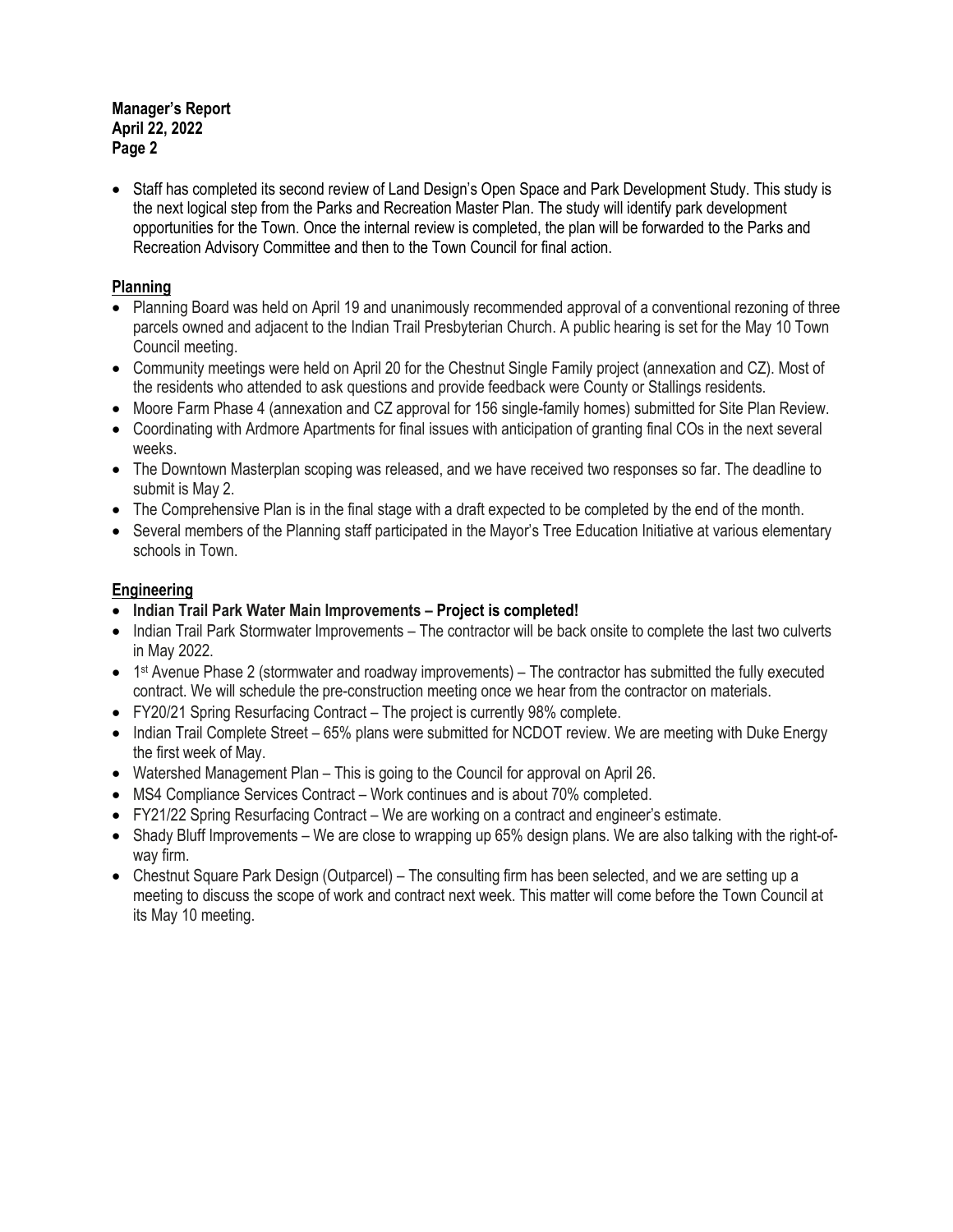- Staff has completed its second review of Land Design's Open Space and Park Development Study. This study is the next logical step from the Parks and Recreation Master Plan. The study will identify park development opportunities for the Town. Once the internal review is completed, the plan will be forwarded to the Parks and Recreation Advisory Committee and then to the Town Council for final action.

## Planning

- Planning Board was held on April 19 and unanimously recommended approval of a conventional rezoning of three parcels owned and adjacent to the Indian Trail Presbyterian Church. A public hearing is set for the May 10 Town Council meeting.
- Community meetings were held on April 20 for the Chestnut Single Family project (annexation and CZ). Most of the residents who attended to ask questions and provide feedback were County or Stallings residents.
- Moore Farm Phase 4 (annexation and CZ approval for 156 single-family homes) submitted for Site Plan Review.
- Coordinating with Ardmore Apartments for final issues with anticipation of granting final COs in the next several weeks.
- The Downtown Masterplan scoping was released, and we have received two responses so far. The deadline to submit is May 2.
- The Comprehensive Plan is in the final stage with a draft expected to be completed by the end of the month.
- Several members of the Planning staff participated in the Mayor's Tree Education Initiative at various elementary schools in Town.

## Engineering

- **Indian Trail Park Water Main Improvements – Project is completed!**
- Indian Trail Park Stormwater Improvements – The contractor will be back onsite to complete the last two culverts in May 2022.
- 1st Avenue Phase 2 (stormwater and roadway improvements) – The contractor has submitted the fully executed contract. We will schedule the pre-construction meeting once we hear from the contractor on materials.
- FY20/21 Spring Resurfacing Contract – The project is currently 98% complete.
- Indian Trail Complete Street – 65% plans were submitted for NCDOT review. We are meeting with Duke Energy the first week of May.
- Watershed Management Plan – This is going to the Council for approval on April 26.
- MS4 Compliance Services Contract – Work continues and is about 70% completed.
- FY21/22 Spring Resurfacing Contract – We are working on a contract and engineer's estimate.
- Shady Bluff Improvements – We are close to wrapping up 65% design plans. We are also talking with the right-of-way firm.
- Chestnut Square Park Design (Outparcel) – The consulting firm has been selected, and we are setting up a meeting to discuss the scope of work and contract next week. This matter will come before the Town Council at its May 10 meeting.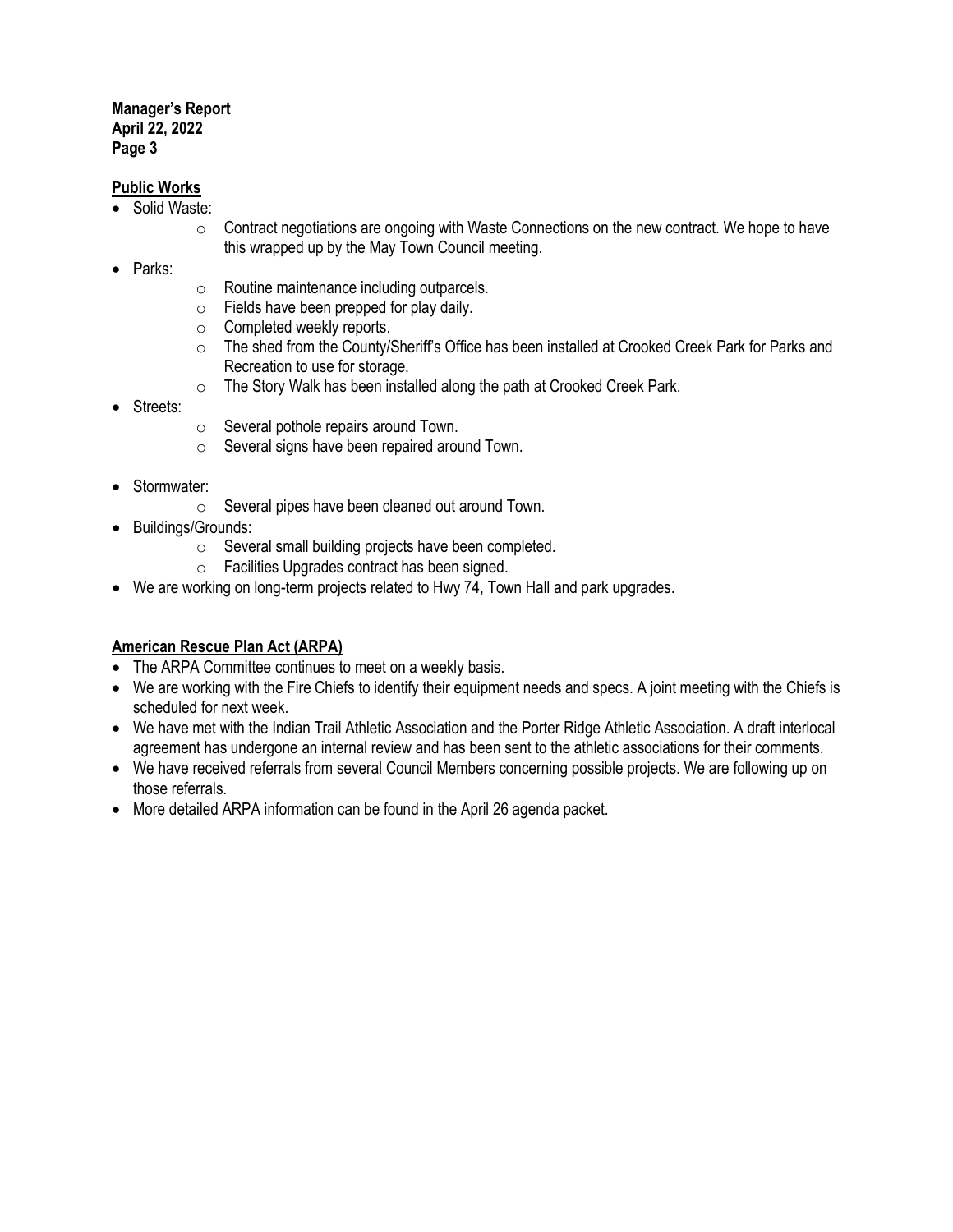## Public Works

- Solid Waste:
  - Contract negotiations are ongoing with Waste Connections on the new contract. We hope to have this wrapped up by the May Town Council meeting.
- Parks:
  - Routine maintenance including outparcels.
  - Fields have been prepped for play daily.
  - Completed weekly reports.
  - The shed from the County/Sheriff's Office has been installed at Crooked Creek Park for Parks and Recreation to use for storage.
  - The Story Walk has been installed along the path at Crooked Creek Park.
- Streets:
  - Several pothole repairs around Town.
  - Several signs have been repaired around Town.
- Stormwater:
  - Several pipes have been cleaned out around Town.
- Buildings/Grounds:
  - Several small building projects have been completed.
  - Facilities Upgrades contract has been signed.
- We are working on long-term projects related to Hwy 74, Town Hall and park upgrades.

## American Rescue Plan Act (ARPA)

- The ARPA Committee continues to meet on a weekly basis.
- We are working with the Fire Chiefs to identify their equipment needs and specs. A joint meeting with the Chiefs is scheduled for next week.
- We have met with the Indian Trail Athletic Association and the Porter Ridge Athletic Association. A draft interlocal agreement has undergone an internal review and has been sent to the athletic associations for their comments.
- We have received referrals from several Council Members concerning possible projects. We are following up on those referrals.
- More detailed ARPA information can be found in the April 26 agenda packet.